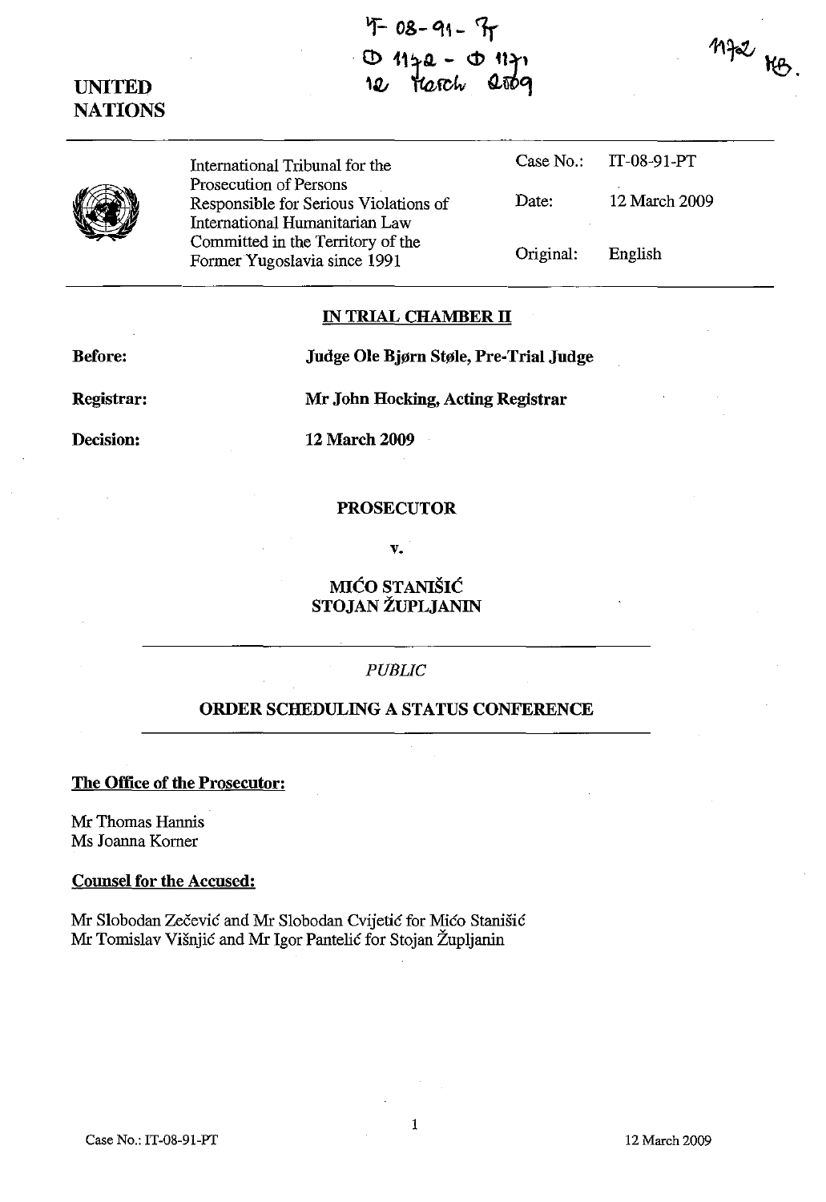IT-08-91-PT
D 1172 - D 1171
12 March 2009

1172 HB.

**UNITED NATIONS**

| International Tribunal for the Prosecution of Persons Responsible for Serious Violations of International Humanitarian Law Committed in the Territory of the Former Yugoslavia since 1991 | Case No.: | IT-08-91-PT |
|---|---|---|
| | Date: | 12 March 2009 |
| | Original: | English |

## IN TRIAL CHAMBER II

**Before:** **Judge Ole Bjørn Støle, Pre-Trial Judge**

**Registrar:** **Mr John Hocking, Acting Registrar**

**Decision:** **12 March 2009**

**PROSECUTOR**

**v.**

**MIĆO STANIŠIĆ**
**STOJAN ŽUPLJANIN**

*PUBLIC*

## ORDER SCHEDULING A STATUS CONFERENCE

**The Office of the Prosecutor:**

Mr Thomas Hannis
Ms Joanna Korner

**Counsel for the Accused:**

Mr Slobodan Zečević and Mr Slobodan Cvijetić for Mićo Stanišić
Mr Tomislav Višnjić and Mr Igor Pantelić for Stojan Župljanin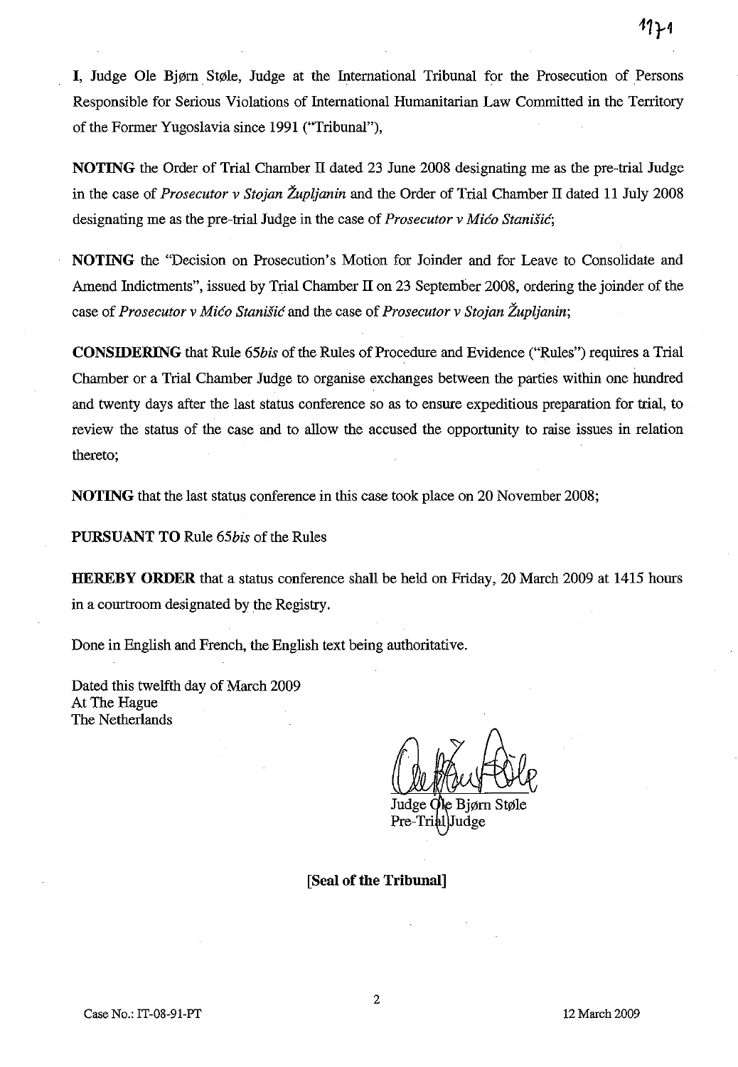**I**, Judge Ole Bjørn Støle, Judge at the International Tribunal for the Prosecution of Persons Responsible for Serious Violations of International Humanitarian Law Committed in the Territory of the Former Yugoslavia since 1991 ("Tribunal"),

**NOTING** the Order of Trial Chamber II dated 23 June 2008 designating me as the pre-trial Judge in the case of *Prosecutor v Stojan Župljanin* and the Order of Trial Chamber II dated 11 July 2008 designating me as the pre-trial Judge in the case of *Prosecutor v Mićo Stanišić*;

**NOTING** the "Decision on Prosecution's Motion for Joinder and for Leave to Consolidate and Amend Indictments", issued by Trial Chamber II on 23 September 2008, ordering the joinder of the case of *Prosecutor v Mićo Stanišić* and the case of *Prosecutor v Stojan Župljanin*;

**CONSIDERING** that Rule 65*bis* of the Rules of Procedure and Evidence ("Rules") requires a Trial Chamber or a Trial Chamber Judge to organise exchanges between the parties within one hundred and twenty days after the last status conference so as to ensure expeditious preparation for trial, to review the status of the case and to allow the accused the opportunity to raise issues in relation thereto;

**NOTING** that the last status conference in this case took place on 20 November 2008;

**PURSUANT TO** Rule 65*bis* of the Rules

**HEREBY ORDER** that a status conference shall be held on Friday, 20 March 2009 at 1415 hours in a courtroom designated by the Registry.

Done in English and French, the English text being authoritative.

Dated this twelfth day of March 2009
At The Hague
The Netherlands

Judge Ole Bjørn Støle
Pre-Trial Judge

**[Seal of the Tribunal]**

Case No.: IT-08-91-PT

12 March 2009